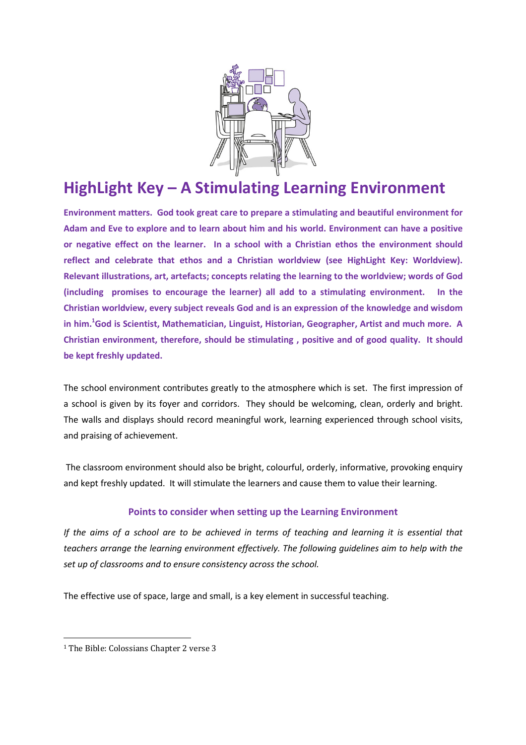# HighLight Key – A Stimulating Learning Environment

**Environment matters. God took great care to prepare a stimulating and beautiful environment for Adam and Eve to explore and to learn about him and his world. Environment can have a positive or negative effect on the learner. In a school with a Christian ethos the environment should reflect and celebrate that ethos and a Christian worldview (see HighLight Key: Worldview). Relevant illustrations, art, artefacts; concepts relating the learning to the worldview; words of God (including promises to encourage the learner) all add to a stimulating environment. In the Christian worldview, every subject reveals God and is an expression of the knowledge and wisdom in him.[1] God is Scientist, Mathematician, Linguist, Historian, Geographer, Artist and much more. A Christian environment, therefore, should be stimulating , positive and of good quality. It should be kept freshly updated.**

The school environment contributes greatly to the atmosphere which is set. The first impression of a school is given by its foyer and corridors. They should be welcoming, clean, orderly and bright. The walls and displays should record meaningful work, learning experienced through school visits, and praising of achievement.

The classroom environment should also be bright, colourful, orderly, informative, provoking enquiry and kept freshly updated. It will stimulate the learners and cause them to value their learning.

### Points to consider when setting up the Learning Environment

*If the aims of a school are to be achieved in terms of teaching and learning it is essential that teachers arrange the learning environment effectively. The following guidelines aim to help with the set up of classrooms and to ensure consistency across the school.*

The effective use of space, large and small, is a key element in successful teaching.

---

[1] The Bible: Colossians Chapter 2 verse 3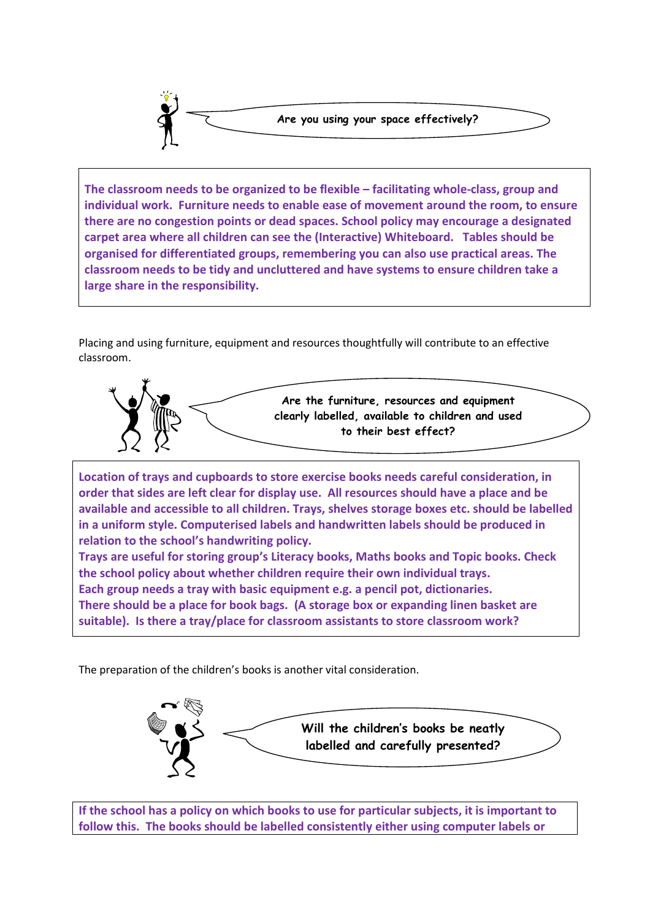**Are you using your space effectively?**

**The classroom needs to be organized to be flexible – facilitating whole-class, group and individual work. Furniture needs to enable ease of movement around the room, to ensure there are no congestion points or dead spaces. School policy may encourage a designated carpet area where all children can see the (Interactive) Whiteboard. Tables should be organised for differentiated groups, remembering you can also use practical areas. The classroom needs to be tidy and uncluttered and have systems to ensure children take a large share in the responsibility.**

Placing and using furniture, equipment and resources thoughtfully will contribute to an effective classroom.

**Are the furniture, resources and equipment clearly labelled, available to children and used to their best effect?**

**Location of trays and cupboards to store exercise books needs careful consideration, in order that sides are left clear for display use. All resources should have a place and be available and accessible to all children. Trays, shelves storage boxes etc. should be labelled in a uniform style. Computerised labels and handwritten labels should be produced in relation to the school's handwriting policy.**
**Trays are useful for storing group's Literacy books, Maths books and Topic books. Check the school policy about whether children require their own individual trays.**
**Each group needs a tray with basic equipment e.g. a pencil pot, dictionaries.**
**There should be a place for book bags. (A storage box or expanding linen basket are suitable). Is there a tray/place for classroom assistants to store classroom work?**

The preparation of the children's books is another vital consideration.

**Will the children's books be neatly labelled and carefully presented?**

**If the school has a policy on which books to use for particular subjects, it is important to follow this. The books should be labelled consistently either using computer labels or**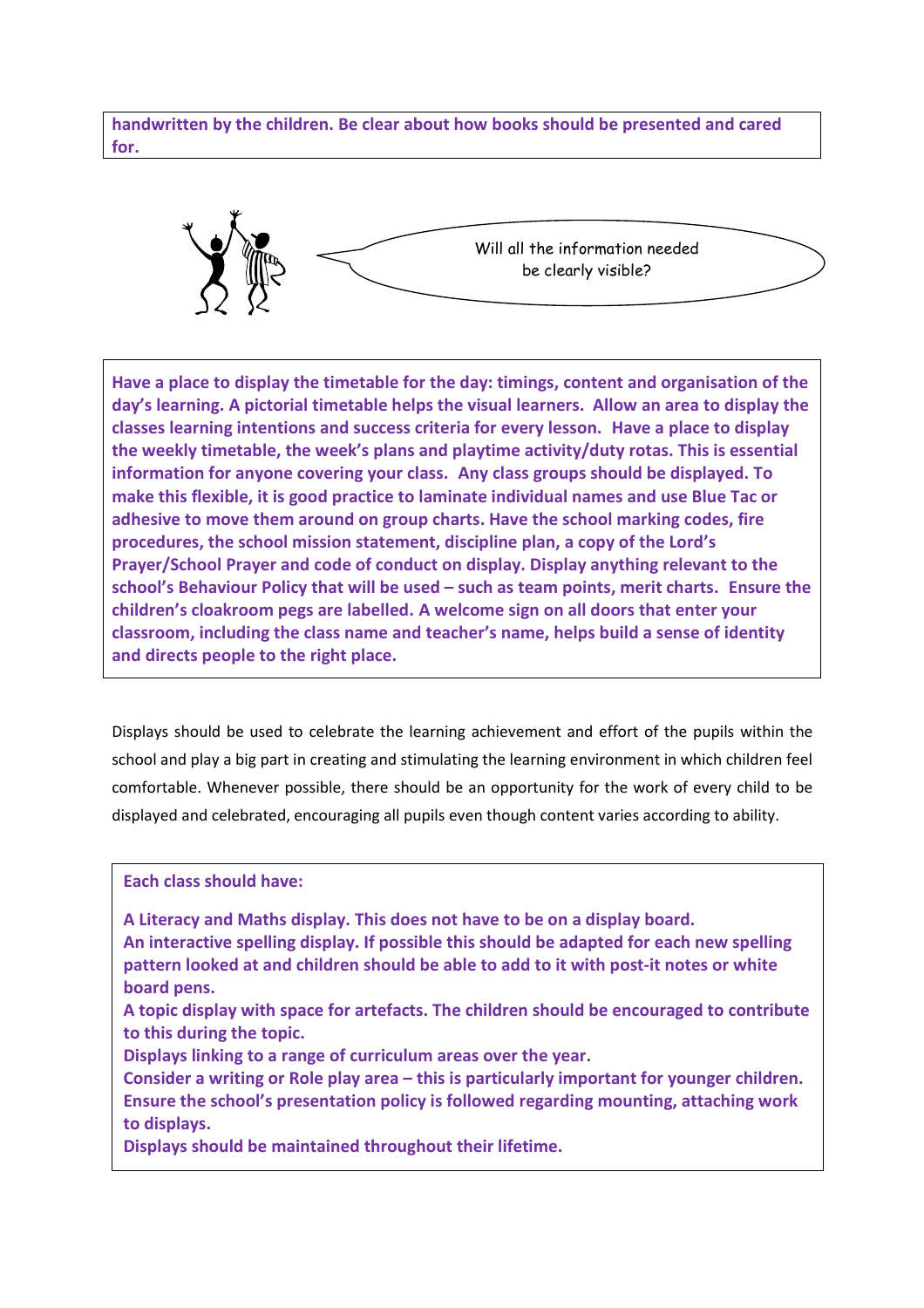**handwritten by the children. Be clear about how books should be presented and cared for.**

Will all the information needed be clearly visible?

**Have a place to display the timetable for the day: timings, content and organisation of the day's learning. A pictorial timetable helps the visual learners. Allow an area to display the classes learning intentions and success criteria for every lesson. Have a place to display the weekly timetable, the week's plans and playtime activity/duty rotas. This is essential information for anyone covering your class. Any class groups should be displayed. To make this flexible, it is good practice to laminate individual names and use Blue Tac or adhesive to move them around on group charts. Have the school marking codes, fire procedures, the school mission statement, discipline plan, a copy of the Lord's Prayer/School Prayer and code of conduct on display. Display anything relevant to the school's Behaviour Policy that will be used – such as team points, merit charts. Ensure the children's cloakroom pegs are labelled. A welcome sign on all doors that enter your classroom, including the class name and teacher's name, helps build a sense of identity and directs people to the right place.**

Displays should be used to celebrate the learning achievement and effort of the pupils within the school and play a big part in creating and stimulating the learning environment in which children feel comfortable. Whenever possible, there should be an opportunity for the work of every child to be displayed and celebrated, encouraging all pupils even though content varies according to ability.

**Each class should have:**

**A Literacy and Maths display. This does not have to be on a display board.**
**An interactive spelling display. If possible this should be adapted for each new spelling pattern looked at and children should be able to add to it with post-it notes or white board pens.**
**A topic display with space for artefacts. The children should be encouraged to contribute to this during the topic.**
**Displays linking to a range of curriculum areas over the year.**
**Consider a writing or Role play area – this is particularly important for younger children.**
**Ensure the school's presentation policy is followed regarding mounting, attaching work to displays.**
**Displays should be maintained throughout their lifetime.**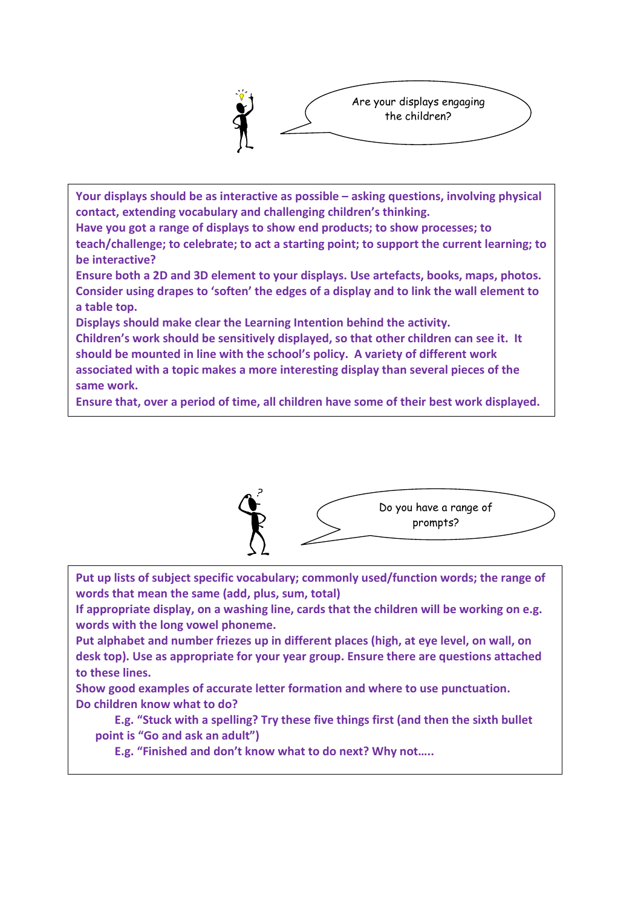Are your displays engaging the children?

**Your displays should be as interactive as possible – asking questions, involving physical contact, extending vocabulary and challenging children's thinking.**
**Have you got a range of displays to show end products; to show processes; to teach/challenge; to celebrate; to act a starting point; to support the current learning; to be interactive?**
**Ensure both a 2D and 3D element to your displays. Use artefacts, books, maps, photos. Consider using drapes to 'soften' the edges of a display and to link the wall element to a table top.**
**Displays should make clear the Learning Intention behind the activity.**
**Children's work should be sensitively displayed, so that other children can see it. It should be mounted in line with the school's policy. A variety of different work associated with a topic makes a more interesting display than several pieces of the same work.**
**Ensure that, over a period of time, all children have some of their best work displayed.**

Do you have a range of prompts?

**Put up lists of subject specific vocabulary; commonly used/function words; the range of words that mean the same (add, plus, sum, total)**
**If appropriate display, on a washing line, cards that the children will be working on e.g. words with the long vowel phoneme.**
**Put alphabet and number friezes up in different places (high, at eye level, on wall, on desk top). Use as appropriate for your year group. Ensure there are questions attached to these lines.**
**Show good examples of accurate letter formation and where to use punctuation.**
**Do children know what to do?**

**E.g. "Stuck with a spelling? Try these five things first (and then the sixth bullet point is "Go and ask an adult")**

**E.g. "Finished and don't know what to do next? Why not…..**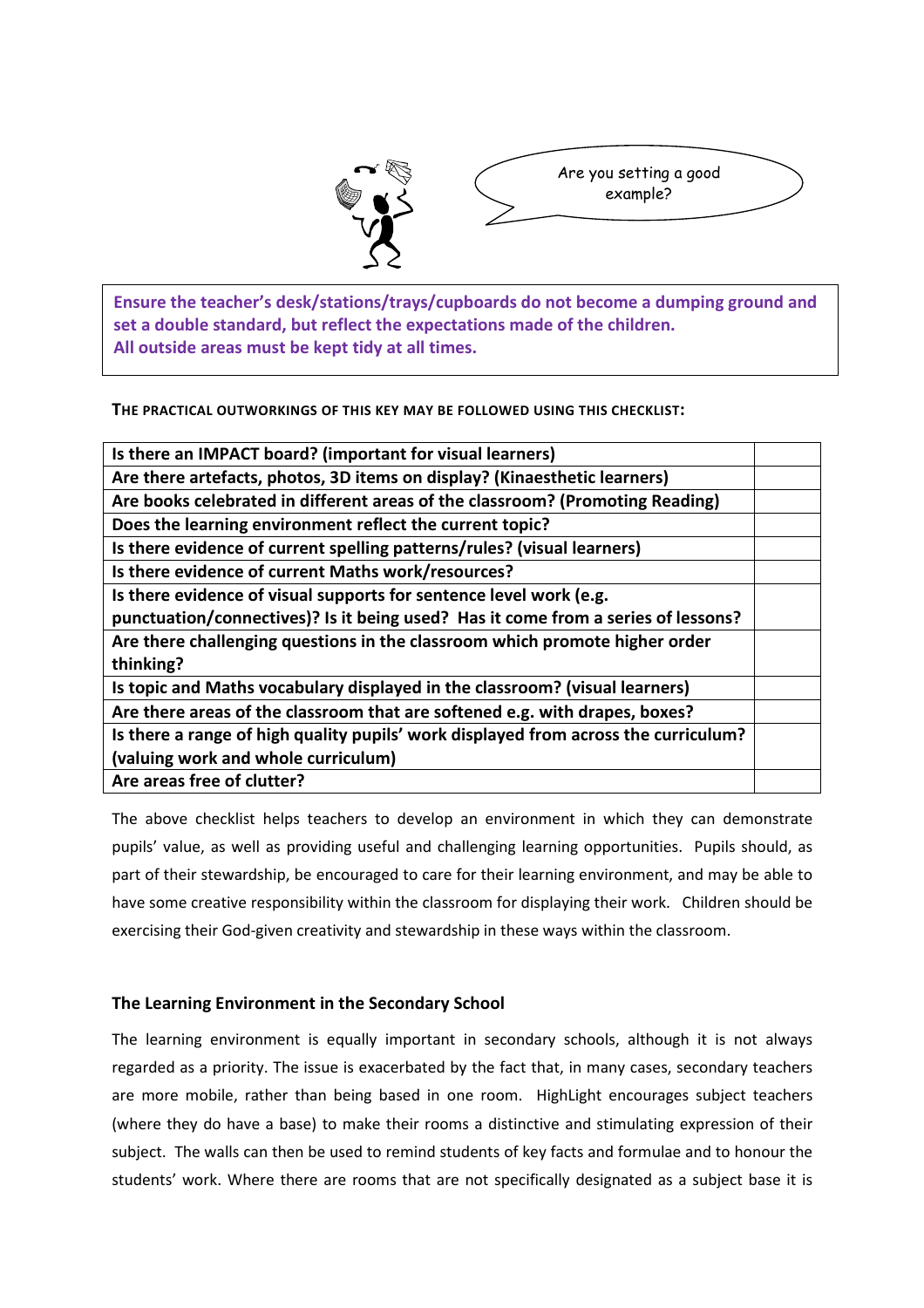Are you setting a good example?

**Ensure the teacher's desk/stations/trays/cupboards do not become a dumping ground and set a double standard, but reflect the expectations made of the children.**
**All outside areas must be kept tidy at all times.**

**THE PRACTICAL OUTWORKINGS OF THIS KEY MAY BE FOLLOWED USING THIS CHECKLIST:**

| Checklist | |
|---|---|
| **Is there an IMPACT board? (important for visual learners)** | |
| **Are there artefacts, photos, 3D items on display? (Kinaesthetic learners)** | |
| **Are books celebrated in different areas of the classroom? (Promoting Reading)** | |
| **Does the learning environment reflect the current topic?** | |
| **Is there evidence of current spelling patterns/rules? (visual learners)** | |
| **Is there evidence of current Maths work/resources?** | |
| **Is there evidence of visual supports for sentence level work (e.g. punctuation/connectives)? Is it being used? Has it come from a series of lessons?** | |
| **Are there challenging questions in the classroom which promote higher order thinking?** | |
| **Is topic and Maths vocabulary displayed in the classroom? (visual learners)** | |
| **Are there areas of the classroom that are softened e.g. with drapes, boxes?** | |
| **Is there a range of high quality pupils' work displayed from across the curriculum? (valuing work and whole curriculum)** | |
| **Are areas free of clutter?** | |

The above checklist helps teachers to develop an environment in which they can demonstrate pupils' value, as well as providing useful and challenging learning opportunities. Pupils should, as part of their stewardship, be encouraged to care for their learning environment, and may be able to have some creative responsibility within the classroom for displaying their work. Children should be exercising their God-given creativity and stewardship in these ways within the classroom.

### The Learning Environment in the Secondary School

The learning environment is equally important in secondary schools, although it is not always regarded as a priority. The issue is exacerbated by the fact that, in many cases, secondary teachers are more mobile, rather than being based in one room. HighLight encourages subject teachers (where they do have a base) to make their rooms a distinctive and stimulating expression of their subject. The walls can then be used to remind students of key facts and formulae and to honour the students' work. Where there are rooms that are not specifically designated as a subject base it is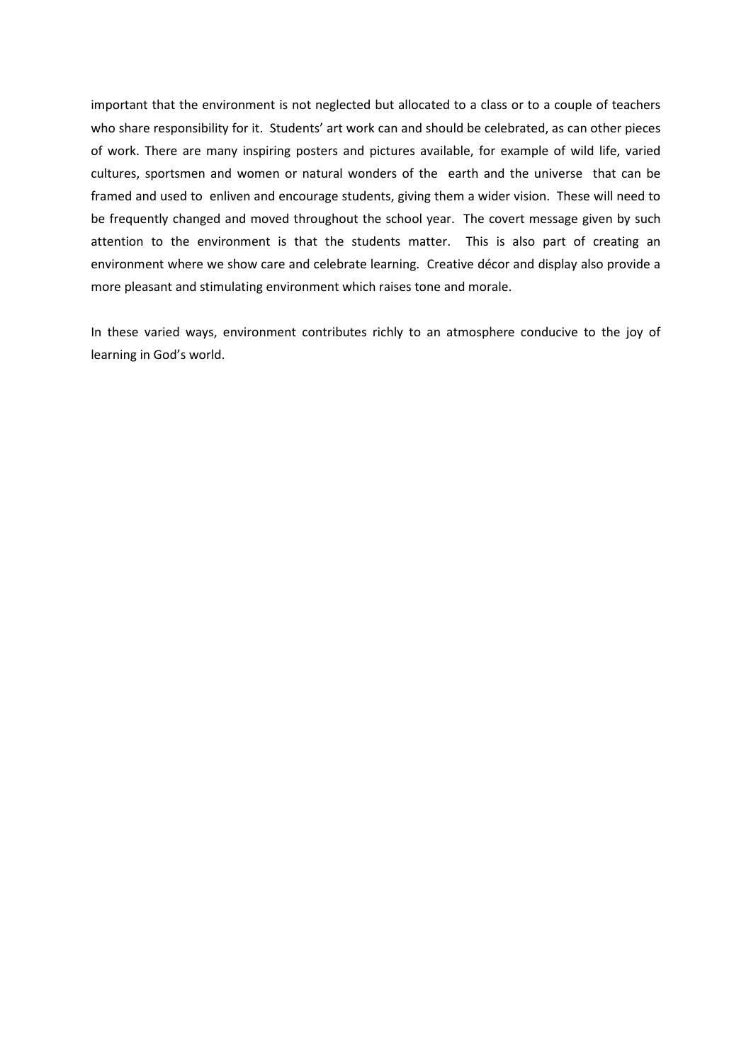important that the environment is not neglected but allocated to a class or to a couple of teachers who share responsibility for it. Students' art work can and should be celebrated, as can other pieces of work. There are many inspiring posters and pictures available, for example of wild life, varied cultures, sportsmen and women or natural wonders of the earth and the universe that can be framed and used to enliven and encourage students, giving them a wider vision. These will need to be frequently changed and moved throughout the school year. The covert message given by such attention to the environment is that the students matter. This is also part of creating an environment where we show care and celebrate learning. Creative décor and display also provide a more pleasant and stimulating environment which raises tone and morale.

In these varied ways, environment contributes richly to an atmosphere conducive to the joy of learning in God's world.